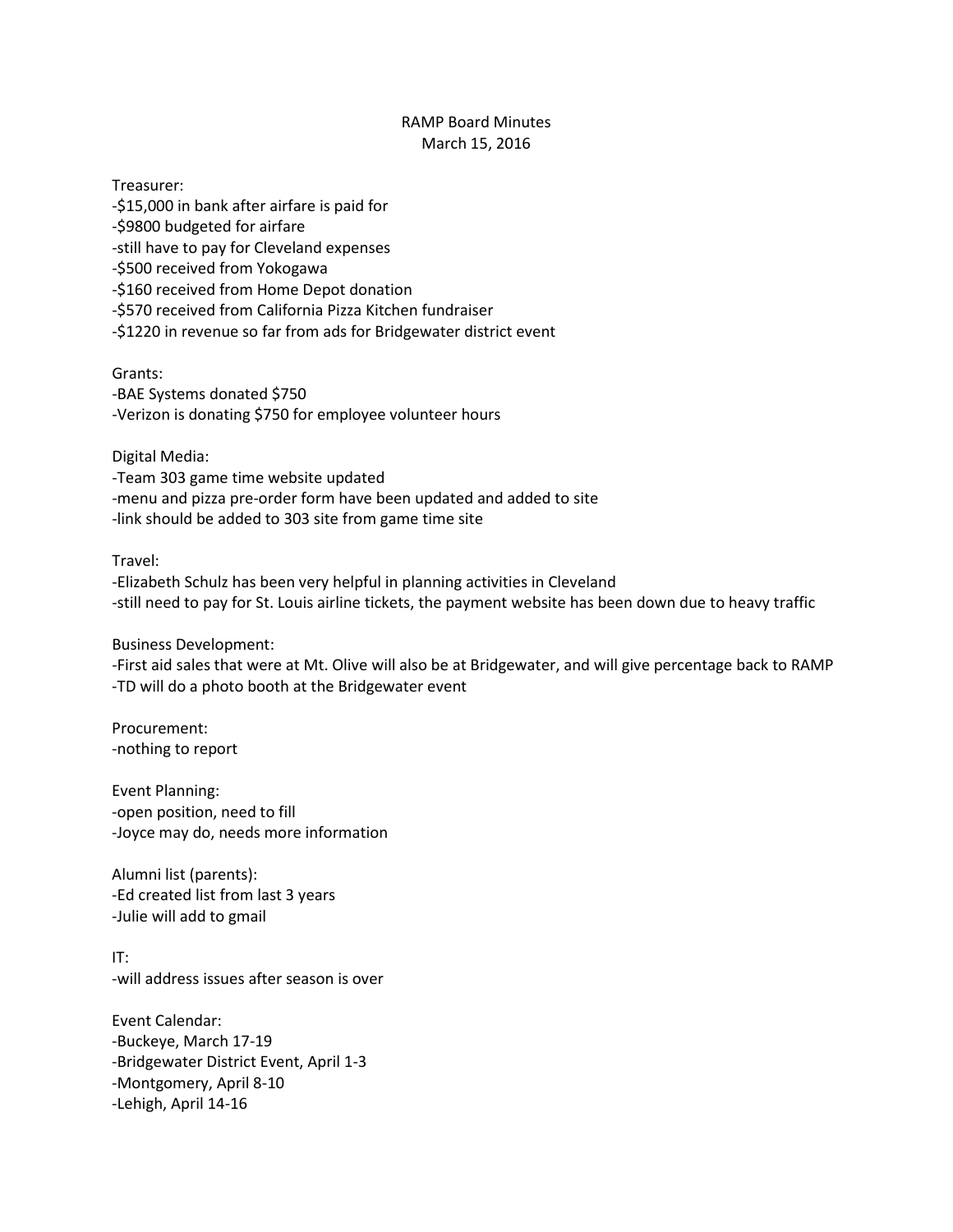# RAMP Board Minutes

March 15, 2016

Treasurer:

- $15,000 in bank after airfare is paid for
- $9800 budgeted for airfare
- still have to pay for Cleveland expenses
- $500 received from Yokogawa
- $160 received from Home Depot donation
- $570 received from California Pizza Kitchen fundraiser
- $1220 in revenue so far from ads for Bridgewater district event

Grants:

- BAE Systems donated $750
- Verizon is donating $750 for employee volunteer hours

Digital Media:

- Team 303 game time website updated
- menu and pizza pre-order form have been updated and added to site
- link should be added to 303 site from game time site

Travel:

- Elizabeth Schulz has been very helpful in planning activities in Cleveland
- still need to pay for St. Louis airline tickets, the payment website has been down due to heavy traffic

Business Development:

- First aid sales that were at Mt. Olive will also be at Bridgewater, and will give percentage back to RAMP
- TD will do a photo booth at the Bridgewater event

Procurement:

- nothing to report

Event Planning:

- open position, need to fill
- Joyce may do, needs more information

Alumni list (parents):

- Ed created list from last 3 years
- Julie will add to gmail

IT:

- will address issues after season is over

Event Calendar:

- Buckeye, March 17-19
- Bridgewater District Event, April 1-3
- Montgomery, April 8-10
- Lehigh, April 14-16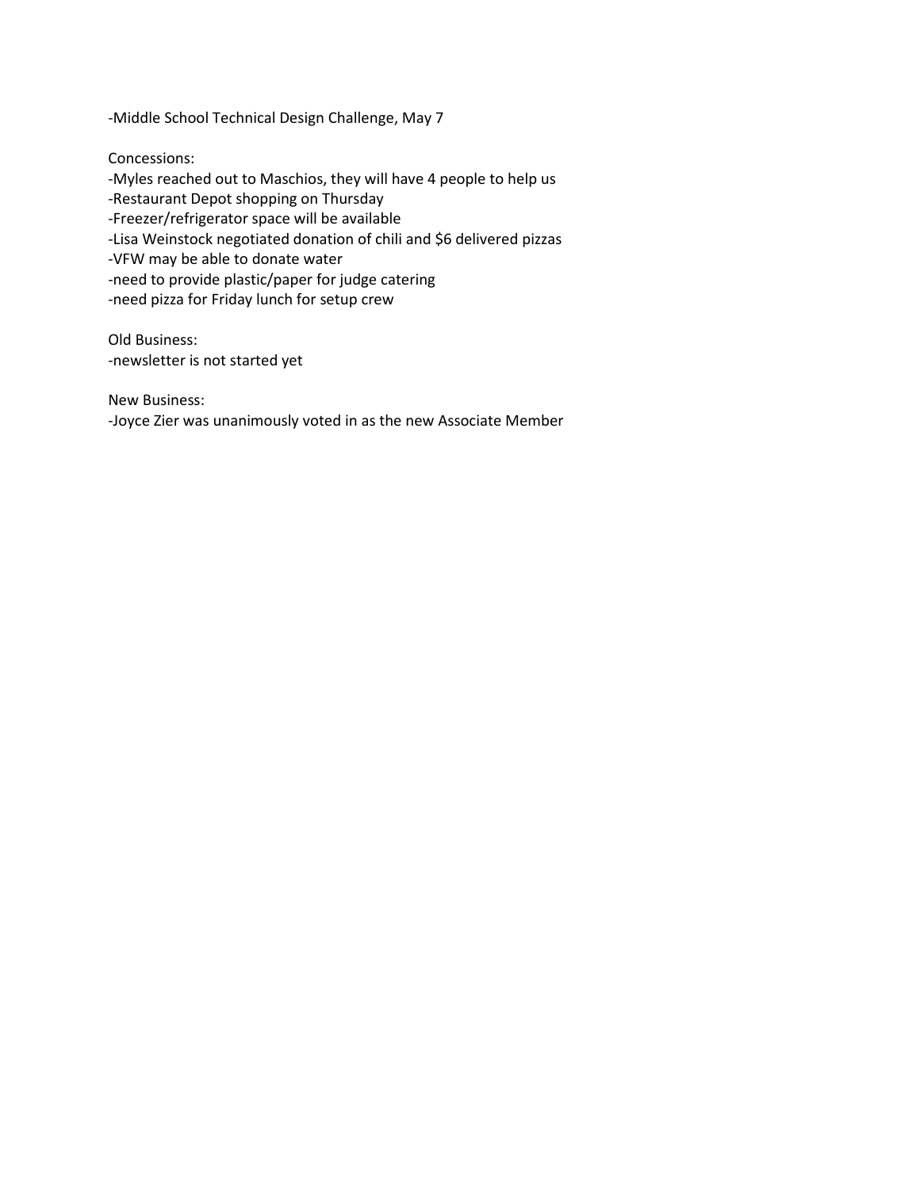-Middle School Technical Design Challenge, May 7

Concessions:
-Myles reached out to Maschios, they will have 4 people to help us
-Restaurant Depot shopping on Thursday
-Freezer/refrigerator space will be available
-Lisa Weinstock negotiated donation of chili and $6 delivered pizzas
-VFW may be able to donate water
-need to provide plastic/paper for judge catering
-need pizza for Friday lunch for setup crew

Old Business:
-newsletter is not started yet

New Business:
-Joyce Zier was unanimously voted in as the new Associate Member